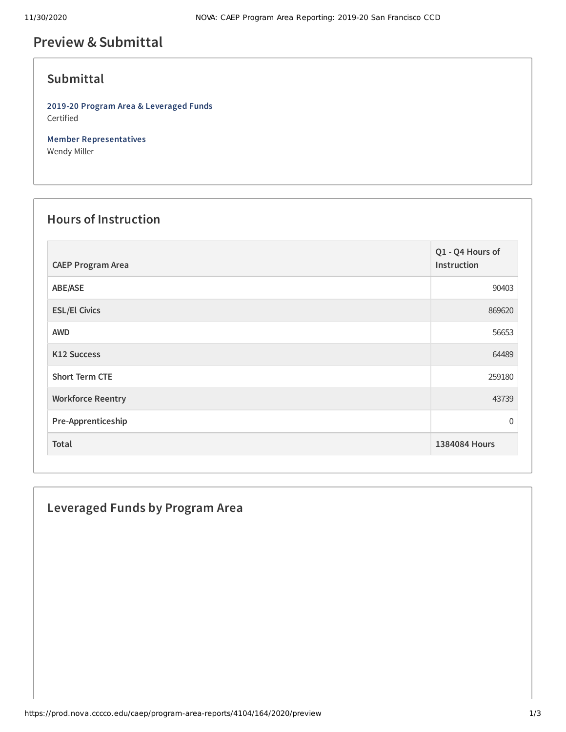# Preview & Submittal

## Submittal

**2019-20 Program Area & Leveraged Funds**
Certified

**Member Representatives**
Wendy Miller

## Hours of Instruction

| CAEP Program Area | Q1 - Q4 Hours of Instruction |
|---|---|
| ABE/ASE | 90403 |
| ESL/El Civics | 869620 |
| AWD | 56653 |
| K12 Success | 64489 |
| Short Term CTE | 259180 |
| Workforce Reentry | 43739 |
| Pre-Apprenticeship | 0 |
| **Total** | **1384084 Hours** |

## Leveraged Funds by Program Area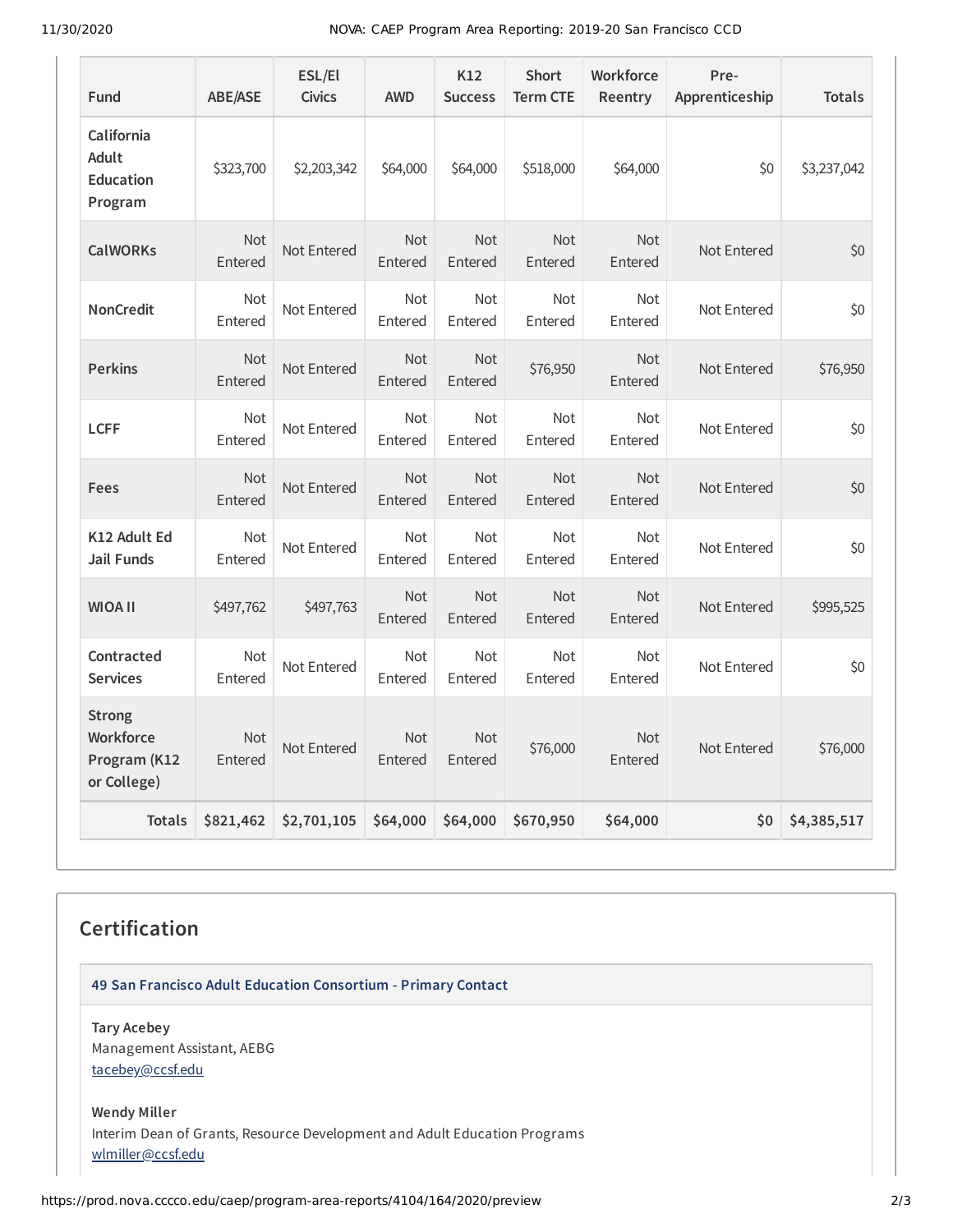| Fund | ABE/ASE | ESL/El Civics | AWD | K12 Success | Short Term CTE | Workforce Reentry | Pre-Apprenticeship | Totals |
|---|---|---|---|---|---|---|---|---|
| California Adult Education Program | $323,700 | $2,203,342 | $64,000 | $64,000 | $518,000 | $64,000 | $0 | $3,237,042 |
| CalWORKs | Not Entered | Not Entered | Not Entered | Not Entered | Not Entered | Not Entered | Not Entered | $0 |
| NonCredit | Not Entered | Not Entered | Not Entered | Not Entered | Not Entered | Not Entered | Not Entered | $0 |
| Perkins | Not Entered | Not Entered | Not Entered | Not Entered | $76,950 | Not Entered | Not Entered | $76,950 |
| LCFF | Not Entered | Not Entered | Not Entered | Not Entered | Not Entered | Not Entered | Not Entered | $0 |
| Fees | Not Entered | Not Entered | Not Entered | Not Entered | Not Entered | Not Entered | Not Entered | $0 |
| K12 Adult Ed Jail Funds | Not Entered | Not Entered | Not Entered | Not Entered | Not Entered | Not Entered | Not Entered | $0 |
| WIOA II | $497,762 | $497,763 | Not Entered | Not Entered | Not Entered | Not Entered | Not Entered | $995,525 |
| Contracted Services | Not Entered | Not Entered | Not Entered | Not Entered | Not Entered | Not Entered | Not Entered | $0 |
| Strong Workforce Program (K12 or College) | Not Entered | Not Entered | Not Entered | Not Entered | $76,000 | Not Entered | Not Entered | $76,000 |
| **Totals** | **$821,462** | **$2,701,105** | **$64,000** | **$64,000** | **$670,950** | **$64,000** | **$0** | **$4,385,517** |

## Certification

**49 San Francisco Adult Education Consortium - Primary Contact**

**Tary Acebey**
Management Assistant, AEBG
tacebey@ccsf.edu

**Wendy Miller**
Interim Dean of Grants, Resource Development and Adult Education Programs
wlmiller@ccsf.edu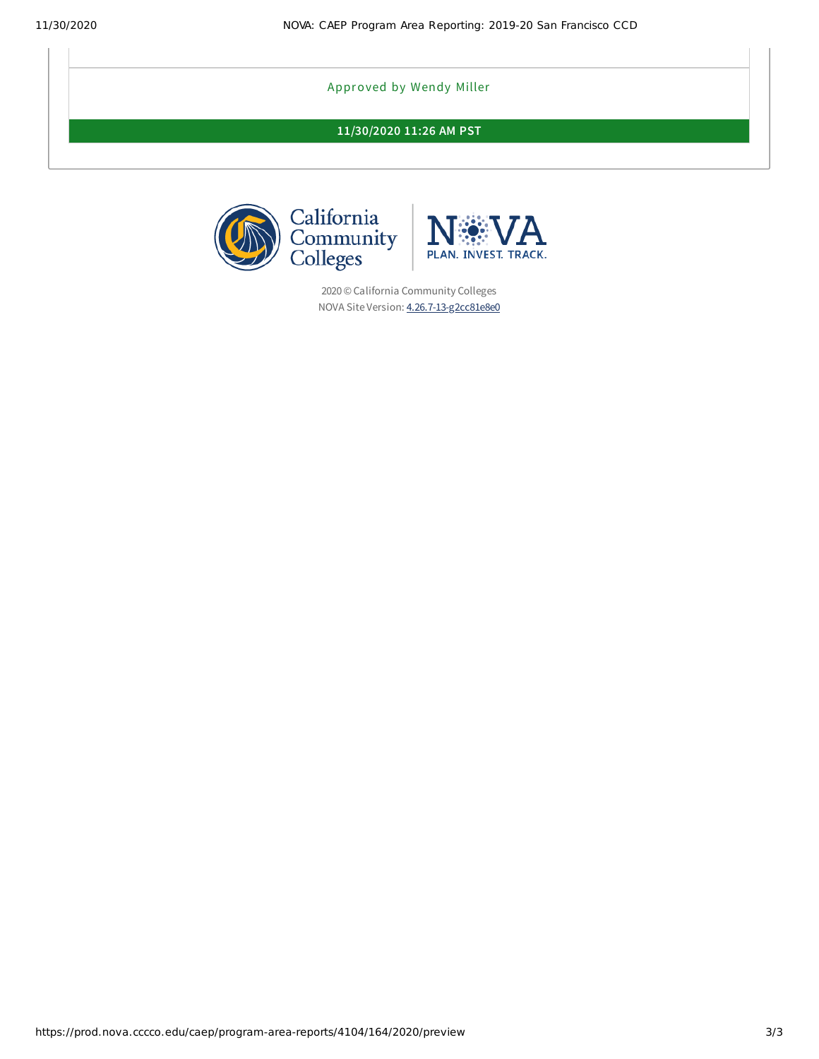Approved by Wendy Miller

**11/30/2020 11:26 AM PST**

California Community Colleges

NOVA PLAN. INVEST. TRACK.

2020 © California Community Colleges
NOVA Site Version: 4.26.7-13-g2cc81e8e0